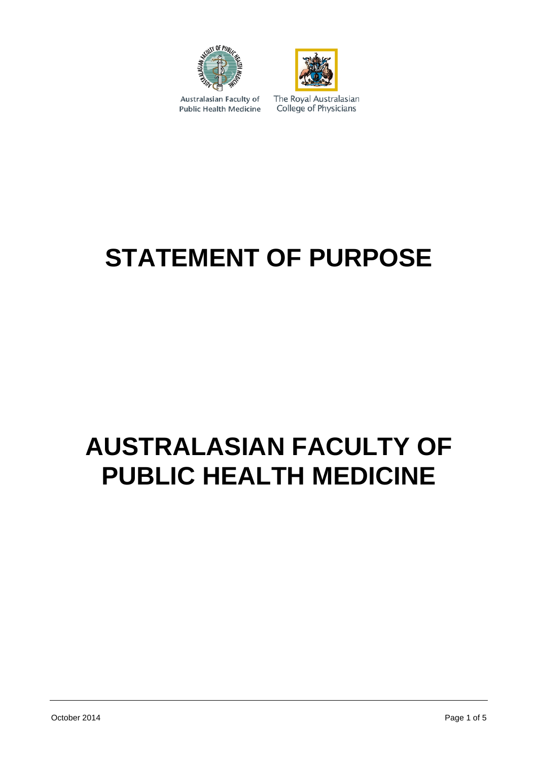Australasian Faculty of Public Health Medicine

The Royal Australasian College of Physicians

# STATEMENT OF PURPOSE

# AUSTRALASIAN FACULTY OF PUBLIC HEALTH MEDICINE

October 2014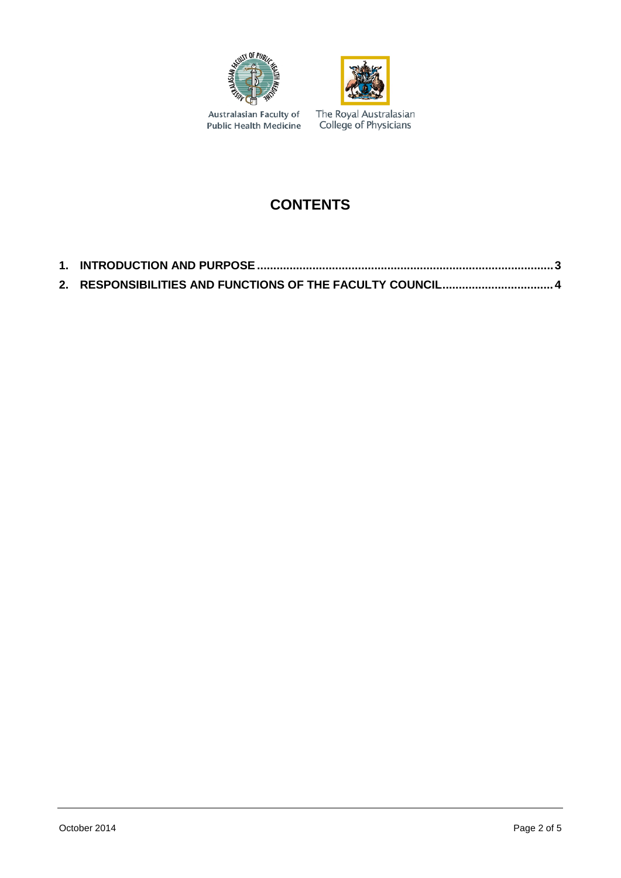Australasian Faculty of Public Health Medicine

The Royal Australasian College of Physicians

# CONTENTS

1. **INTRODUCTION AND PURPOSE ........................................................................................ 3**
2. **RESPONSIBILITIES AND FUNCTIONS OF THE FACULTY COUNCIL................................. 4**

October 2014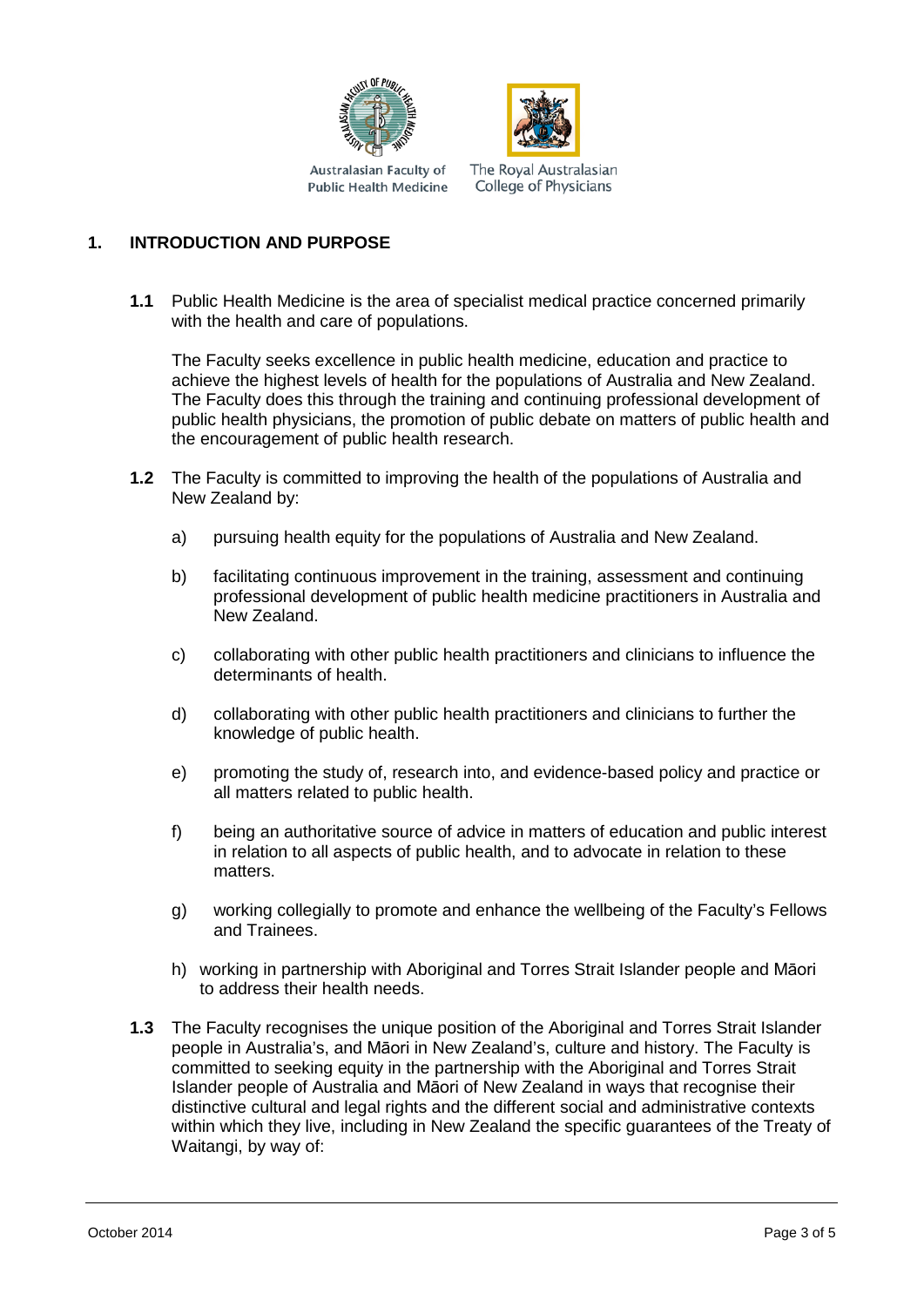## 1. INTRODUCTION AND PURPOSE

**1.1** Public Health Medicine is the area of specialist medical practice concerned primarily with the health and care of populations.

The Faculty seeks excellence in public health medicine, education and practice to achieve the highest levels of health for the populations of Australia and New Zealand. The Faculty does this through the training and continuing professional development of public health physicians, the promotion of public debate on matters of public health and the encouragement of public health research.

**1.2** The Faculty is committed to improving the health of the populations of Australia and New Zealand by:

a) pursuing health equity for the populations of Australia and New Zealand.

b) facilitating continuous improvement in the training, assessment and continuing professional development of public health medicine practitioners in Australia and New Zealand.

c) collaborating with other public health practitioners and clinicians to influence the determinants of health.

d) collaborating with other public health practitioners and clinicians to further the knowledge of public health.

e) promoting the study of, research into, and evidence-based policy and practice or all matters related to public health.

f) being an authoritative source of advice in matters of education and public interest in relation to all aspects of public health, and to advocate in relation to these matters.

g) working collegially to promote and enhance the wellbeing of the Faculty's Fellows and Trainees.

h) working in partnership with Aboriginal and Torres Strait Islander people and Māori to address their health needs.

**1.3** The Faculty recognises the unique position of the Aboriginal and Torres Strait Islander people in Australia's, and Māori in New Zealand's, culture and history. The Faculty is committed to seeking equity in the partnership with the Aboriginal and Torres Strait Islander people of Australia and Māori of New Zealand in ways that recognise their distinctive cultural and legal rights and the different social and administrative contexts within which they live, including in New Zealand the specific guarantees of the Treaty of Waitangi, by way of: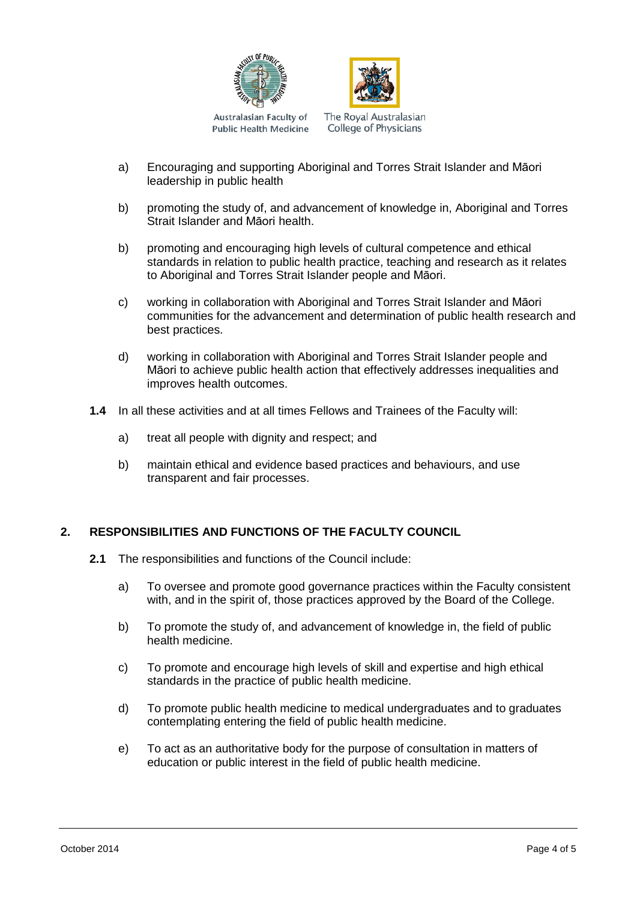a) Encouraging and supporting Aboriginal and Torres Strait Islander and Māori leadership in public health

b) promoting the study of, and advancement of knowledge in, Aboriginal and Torres Strait Islander and Māori health.

b) promoting and encouraging high levels of cultural competence and ethical standards in relation to public health practice, teaching and research as it relates to Aboriginal and Torres Strait Islander people and Māori.

c) working in collaboration with Aboriginal and Torres Strait Islander and Māori communities for the advancement and determination of public health research and best practices.

d) working in collaboration with Aboriginal and Torres Strait Islander people and Māori to achieve public health action that effectively addresses inequalities and improves health outcomes.

**1.4** In all these activities and at all times Fellows and Trainees of the Faculty will:

a) treat all people with dignity and respect; and

b) maintain ethical and evidence based practices and behaviours, and use transparent and fair processes.

## 2. RESPONSIBILITIES AND FUNCTIONS OF THE FACULTY COUNCIL

**2.1** The responsibilities and functions of the Council include:

a) To oversee and promote good governance practices within the Faculty consistent with, and in the spirit of, those practices approved by the Board of the College.

b) To promote the study of, and advancement of knowledge in, the field of public health medicine.

c) To promote and encourage high levels of skill and expertise and high ethical standards in the practice of public health medicine.

d) To promote public health medicine to medical undergraduates and to graduates contemplating entering the field of public health medicine.

e) To act as an authoritative body for the purpose of consultation in matters of education or public interest in the field of public health medicine.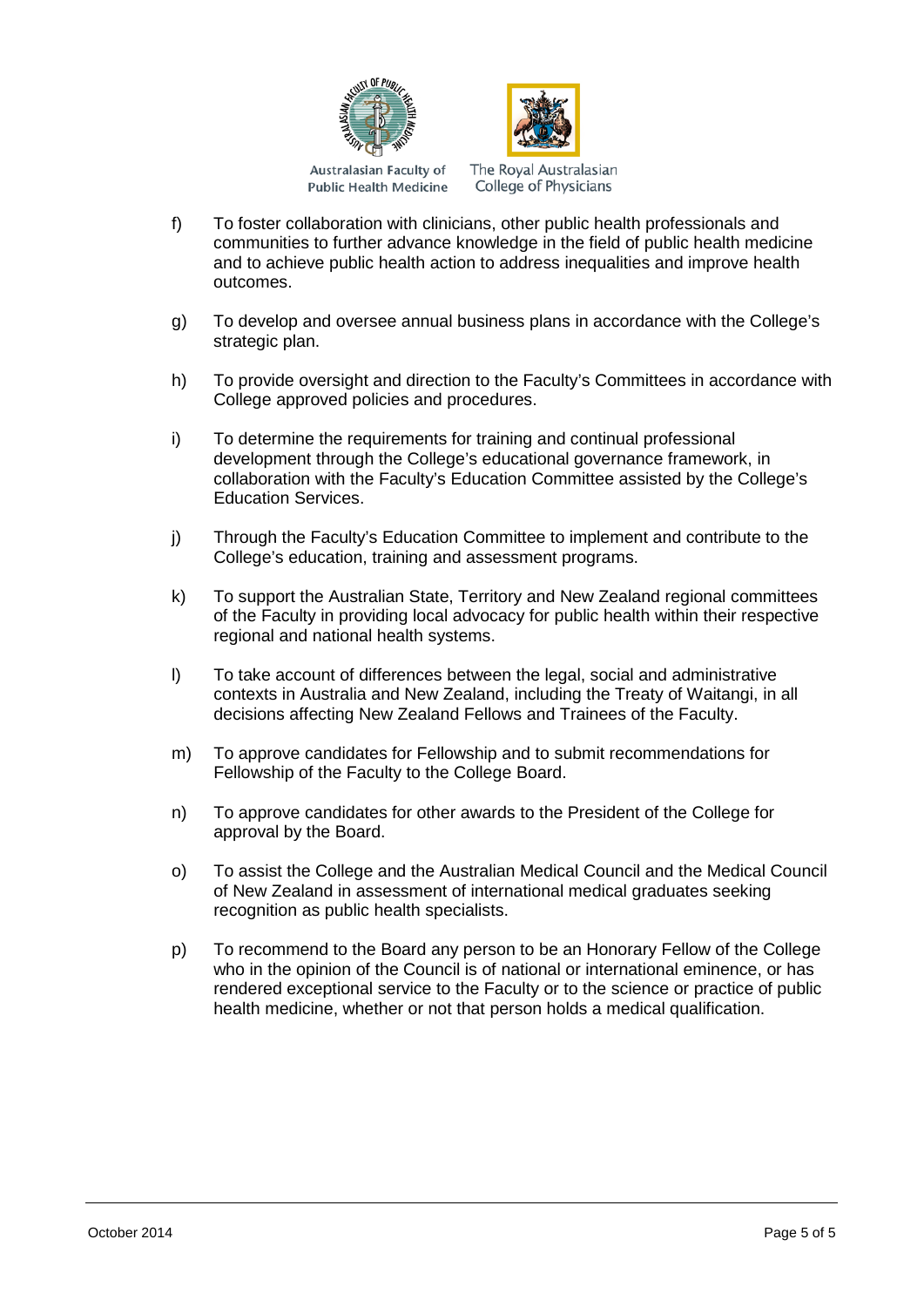f) To foster collaboration with clinicians, other public health professionals and communities to further advance knowledge in the field of public health medicine and to achieve public health action to address inequalities and improve health outcomes.

g) To develop and oversee annual business plans in accordance with the College's strategic plan.

h) To provide oversight and direction to the Faculty's Committees in accordance with College approved policies and procedures.

i) To determine the requirements for training and continual professional development through the College's educational governance framework, in collaboration with the Faculty's Education Committee assisted by the College's Education Services.

j) Through the Faculty's Education Committee to implement and contribute to the College's education, training and assessment programs.

k) To support the Australian State, Territory and New Zealand regional committees of the Faculty in providing local advocacy for public health within their respective regional and national health systems.

l) To take account of differences between the legal, social and administrative contexts in Australia and New Zealand, including the Treaty of Waitangi, in all decisions affecting New Zealand Fellows and Trainees of the Faculty.

m) To approve candidates for Fellowship and to submit recommendations for Fellowship of the Faculty to the College Board.

n) To approve candidates for other awards to the President of the College for approval by the Board.

o) To assist the College and the Australian Medical Council and the Medical Council of New Zealand in assessment of international medical graduates seeking recognition as public health specialists.

p) To recommend to the Board any person to be an Honorary Fellow of the College who in the opinion of the Council is of national or international eminence, or has rendered exceptional service to the Faculty or to the science or practice of public health medicine, whether or not that person holds a medical qualification.